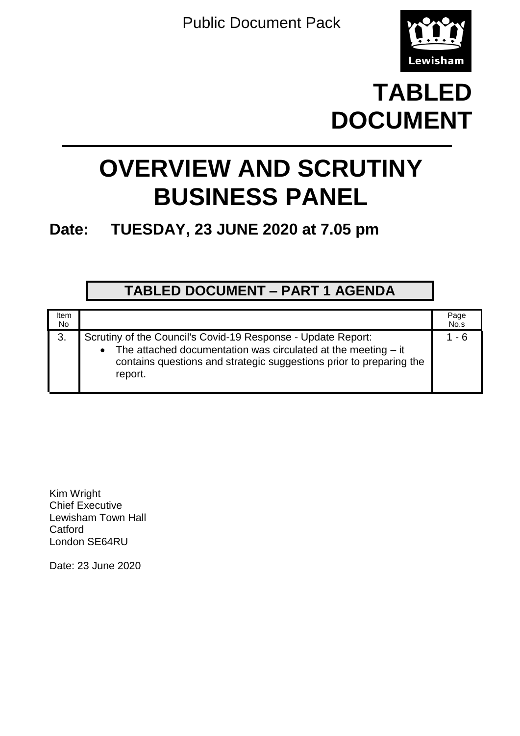Public Document Pack

Lewisham

# TABLED DOCUMENT

# OVERVIEW AND SCRUTINY BUSINESS PANEL

## Date: TUESDAY, 23 JUNE 2020 at 7.05 pm

### TABLED DOCUMENT – PART 1 AGENDA

| Item No | | Page No.s |
|---|---|---|
| 3. | Scrutiny of the Council's Covid-19 Response - Update Report:<br>• The attached documentation was circulated at the meeting – it contains questions and strategic suggestions prior to preparing the report. | 1 - 6 |

Kim Wright
Chief Executive
Lewisham Town Hall
Catford
London SE64RU

Date: 23 June 2020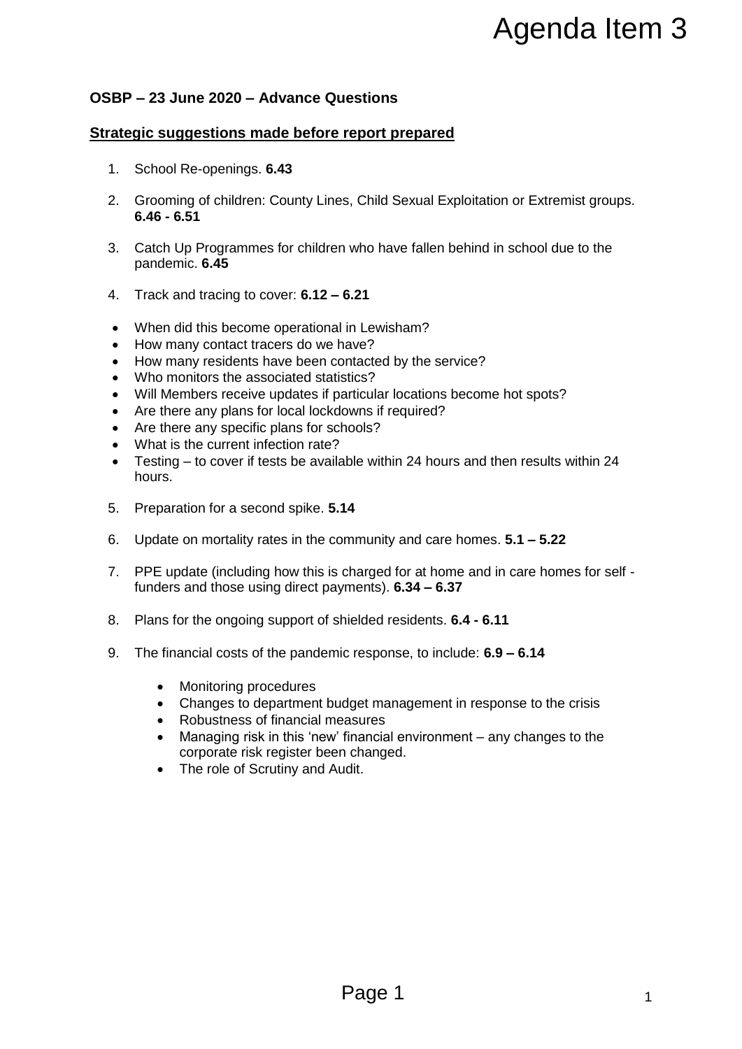# Agenda Item 3

**OSBP – 23 June 2020 – Advance Questions**

**Strategic suggestions made before report prepared**

1. School Re-openings. **6.43**

2. Grooming of children: County Lines, Child Sexual Exploitation or Extremist groups. **6.46 - 6.51**

3. Catch Up Programmes for children who have fallen behind in school due to the pandemic. **6.45**

4. Track and tracing to cover: **6.12 – 6.21**

- When did this become operational in Lewisham?
- How many contact tracers do we have?
- How many residents have been contacted by the service?
- Who monitors the associated statistics?
- Will Members receive updates if particular locations become hot spots?
- Are there any plans for local lockdowns if required?
- Are there any specific plans for schools?
- What is the current infection rate?
- Testing – to cover if tests be available within 24 hours and then results within 24 hours.

5. Preparation for a second spike. **5.14**

6. Update on mortality rates in the community and care homes. **5.1 – 5.22**

7. PPE update (including how this is charged for at home and in care homes for self - funders and those using direct payments). **6.34 – 6.37**

8. Plans for the ongoing support of shielded residents. **6.4 - 6.11**

9. The financial costs of the pandemic response, to include: **6.9 – 6.14**

   - Monitoring procedures
   - Changes to department budget management in response to the crisis
   - Robustness of financial measures
   - Managing risk in this 'new' financial environment – any changes to the corporate risk register been changed.
   - The role of Scrutiny and Audit.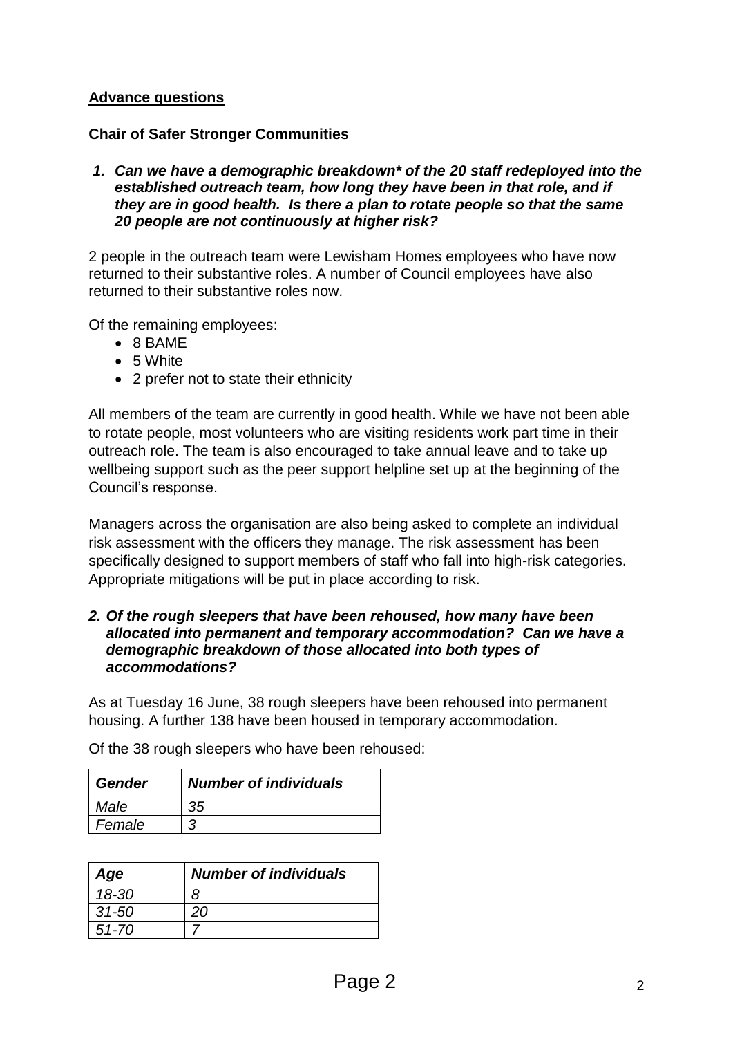## Advance questions

### Chair of Safer Stronger Communities

***1. Can we have a demographic breakdown* of the 20 staff redeployed into the established outreach team, how long they have been in that role, and if they are in good health. Is there a plan to rotate people so that the same 20 people are not continuously at higher risk?***

2 people in the outreach team were Lewisham Homes employees who have now returned to their substantive roles. A number of Council employees have also returned to their substantive roles now.

Of the remaining employees:

- 8 BAME
- 5 White
- 2 prefer not to state their ethnicity

All members of the team are currently in good health. While we have not been able to rotate people, most volunteers who are visiting residents work part time in their outreach role. The team is also encouraged to take annual leave and to take up wellbeing support such as the peer support helpline set up at the beginning of the Council's response.

Managers across the organisation are also being asked to complete an individual risk assessment with the officers they manage. The risk assessment has been specifically designed to support members of staff who fall into high-risk categories. Appropriate mitigations will be put in place according to risk.

***2. Of the rough sleepers that have been rehoused, how many have been allocated into permanent and temporary accommodation? Can we have a demographic breakdown of those allocated into both types of accommodations?***

As at Tuesday 16 June, 38 rough sleepers have been rehoused into permanent housing. A further 138 have been housed in temporary accommodation.

Of the 38 rough sleepers who have been rehoused:

| ***Gender*** | ***Number of individuals*** |
|---|---|
| *Male* | *35* |
| *Female* | *3* |

| ***Age*** | ***Number of individuals*** |
|---|---|
| *18-30* | *8* |
| *31-50* | *20* |
| *51-70* | *7* |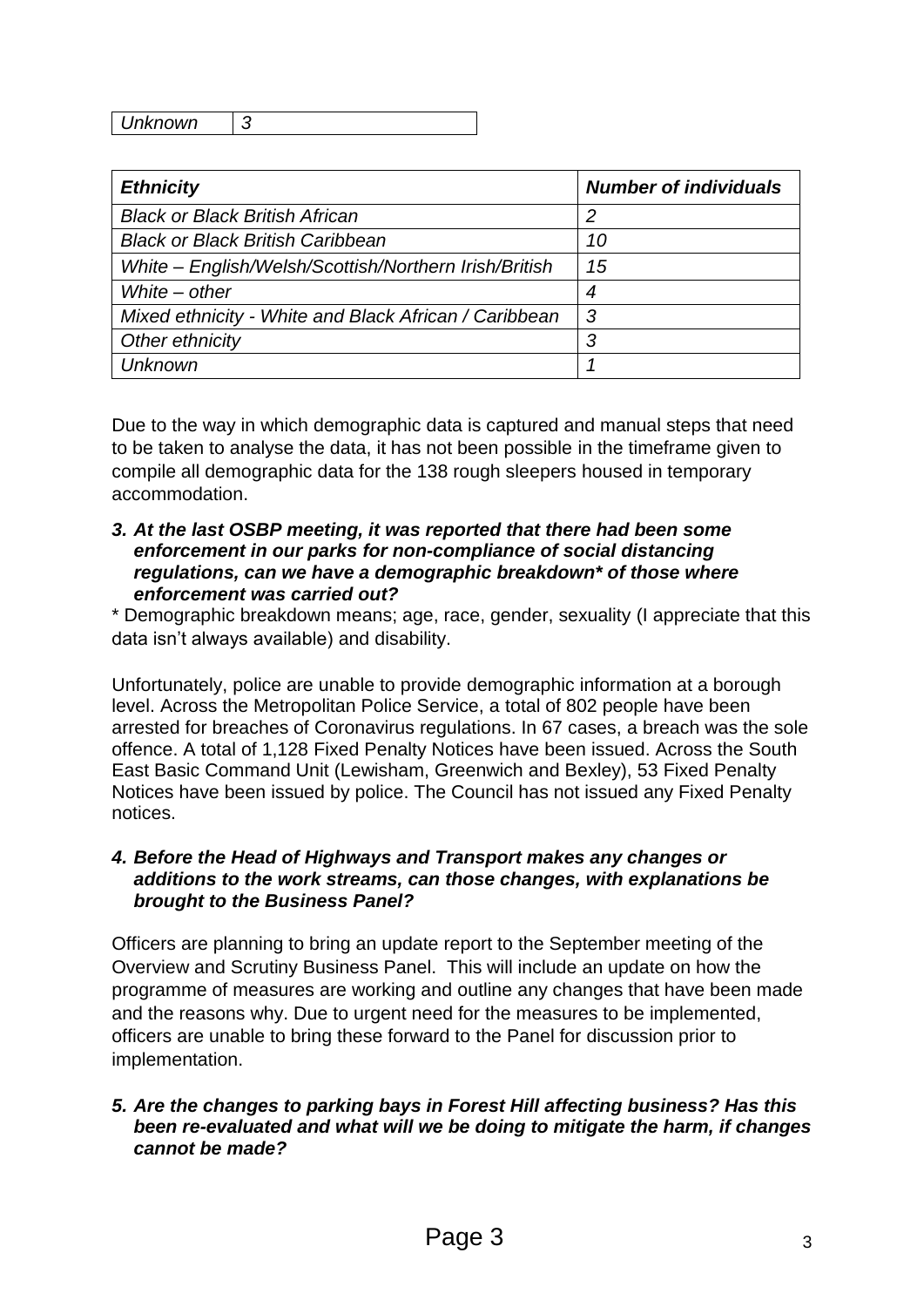| *Unknown* | *3* |
|---|---|

| ***Ethnicity*** | ***Number of individuals*** |
|---|---|
| *Black or Black British African* | *2* |
| *Black or Black British Caribbean* | *10* |
| *White – English/Welsh/Scottish/Northern Irish/British* | *15* |
| *White – other* | *4* |
| *Mixed ethnicity - White and Black African / Caribbean* | *3* |
| *Other ethnicity* | *3* |
| *Unknown* | *1* |

Due to the way in which demographic data is captured and manual steps that need to be taken to analyse the data, it has not been possible in the timeframe given to compile all demographic data for the 138 rough sleepers housed in temporary accommodation.

3. ***At the last OSBP meeting, it was reported that there had been some enforcement in our parks for non-compliance of social distancing regulations, can we have a demographic breakdown\* of those where enforcement was carried out?***

\* Demographic breakdown means; age, race, gender, sexuality (I appreciate that this data isn't always available) and disability.

Unfortunately, police are unable to provide demographic information at a borough level. Across the Metropolitan Police Service, a total of 802 people have been arrested for breaches of Coronavirus regulations. In 67 cases, a breach was the sole offence. A total of 1,128 Fixed Penalty Notices have been issued. Across the South East Basic Command Unit (Lewisham, Greenwich and Bexley), 53 Fixed Penalty Notices have been issued by police. The Council has not issued any Fixed Penalty notices.

4. ***Before the Head of Highways and Transport makes any changes or additions to the work streams, can those changes, with explanations be brought to the Business Panel?***

Officers are planning to bring an update report to the September meeting of the Overview and Scrutiny Business Panel. This will include an update on how the programme of measures are working and outline any changes that have been made and the reasons why. Due to urgent need for the measures to be implemented, officers are unable to bring these forward to the Panel for discussion prior to implementation.

5. ***Are the changes to parking bays in Forest Hill affecting business? Has this been re-evaluated and what will we be doing to mitigate the harm, if changes cannot be made?***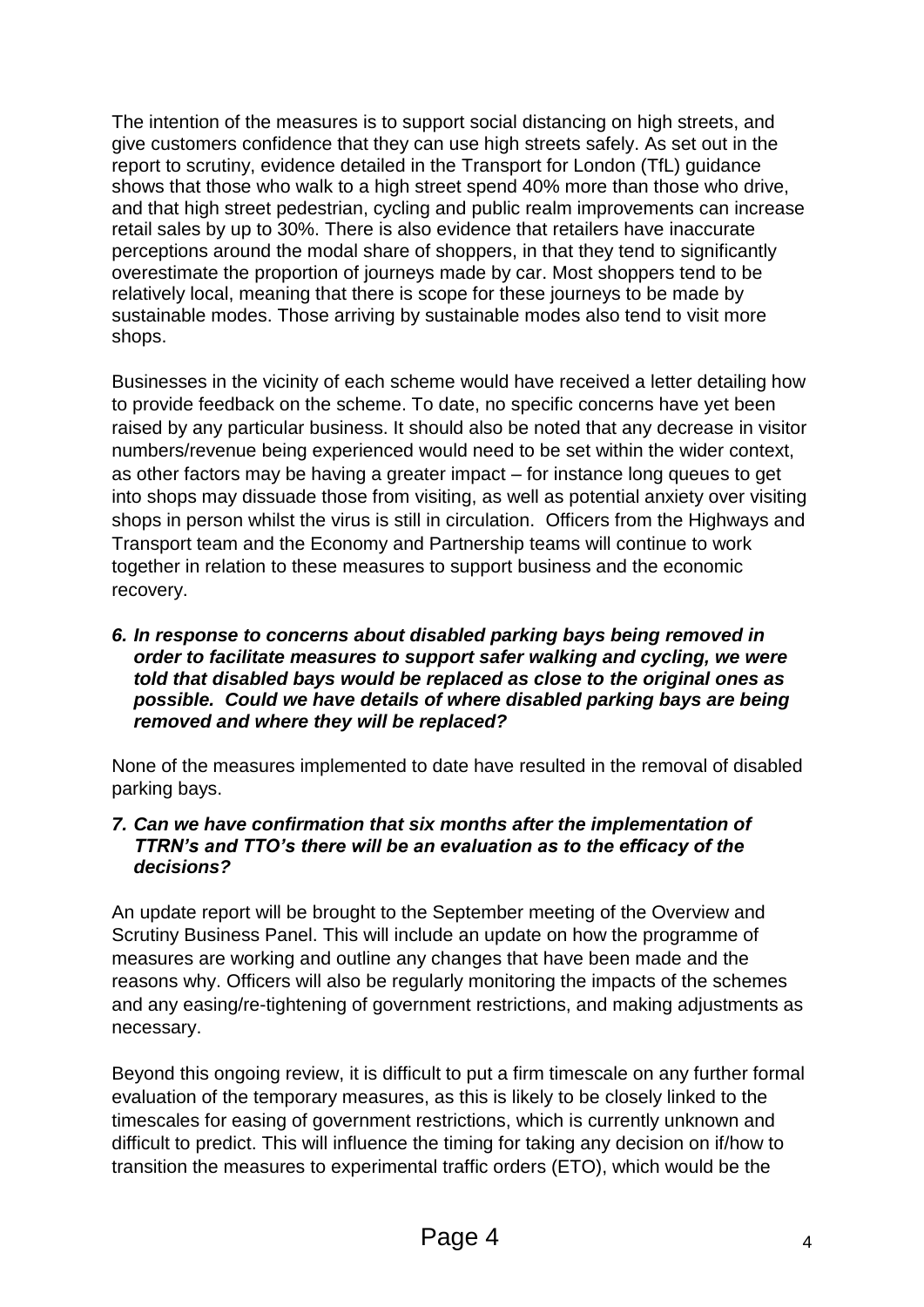The intention of the measures is to support social distancing on high streets, and give customers confidence that they can use high streets safely. As set out in the report to scrutiny, evidence detailed in the Transport for London (TfL) guidance shows that those who walk to a high street spend 40% more than those who drive, and that high street pedestrian, cycling and public realm improvements can increase retail sales by up to 30%. There is also evidence that retailers have inaccurate perceptions around the modal share of shoppers, in that they tend to significantly overestimate the proportion of journeys made by car. Most shoppers tend to be relatively local, meaning that there is scope for these journeys to be made by sustainable modes. Those arriving by sustainable modes also tend to visit more shops.

Businesses in the vicinity of each scheme would have received a letter detailing how to provide feedback on the scheme. To date, no specific concerns have yet been raised by any particular business. It should also be noted that any decrease in visitor numbers/revenue being experienced would need to be set within the wider context, as other factors may be having a greater impact – for instance long queues to get into shops may dissuade those from visiting, as well as potential anxiety over visiting shops in person whilst the virus is still in circulation. Officers from the Highways and Transport team and the Economy and Partnership teams will continue to work together in relation to these measures to support business and the economic recovery.

6. ***In response to concerns about disabled parking bays being removed in order to facilitate measures to support safer walking and cycling, we were told that disabled bays would be replaced as close to the original ones as possible. Could we have details of where disabled parking bays are being removed and where they will be replaced?***

None of the measures implemented to date have resulted in the removal of disabled parking bays.

7. ***Can we have confirmation that six months after the implementation of TTRN's and TTO's there will be an evaluation as to the efficacy of the decisions?***

An update report will be brought to the September meeting of the Overview and Scrutiny Business Panel. This will include an update on how the programme of measures are working and outline any changes that have been made and the reasons why. Officers will also be regularly monitoring the impacts of the schemes and any easing/re-tightening of government restrictions, and making adjustments as necessary.

Beyond this ongoing review, it is difficult to put a firm timescale on any further formal evaluation of the temporary measures, as this is likely to be closely linked to the timescales for easing of government restrictions, which is currently unknown and difficult to predict. This will influence the timing for taking any decision on if/how to transition the measures to experimental traffic orders (ETO), which would be the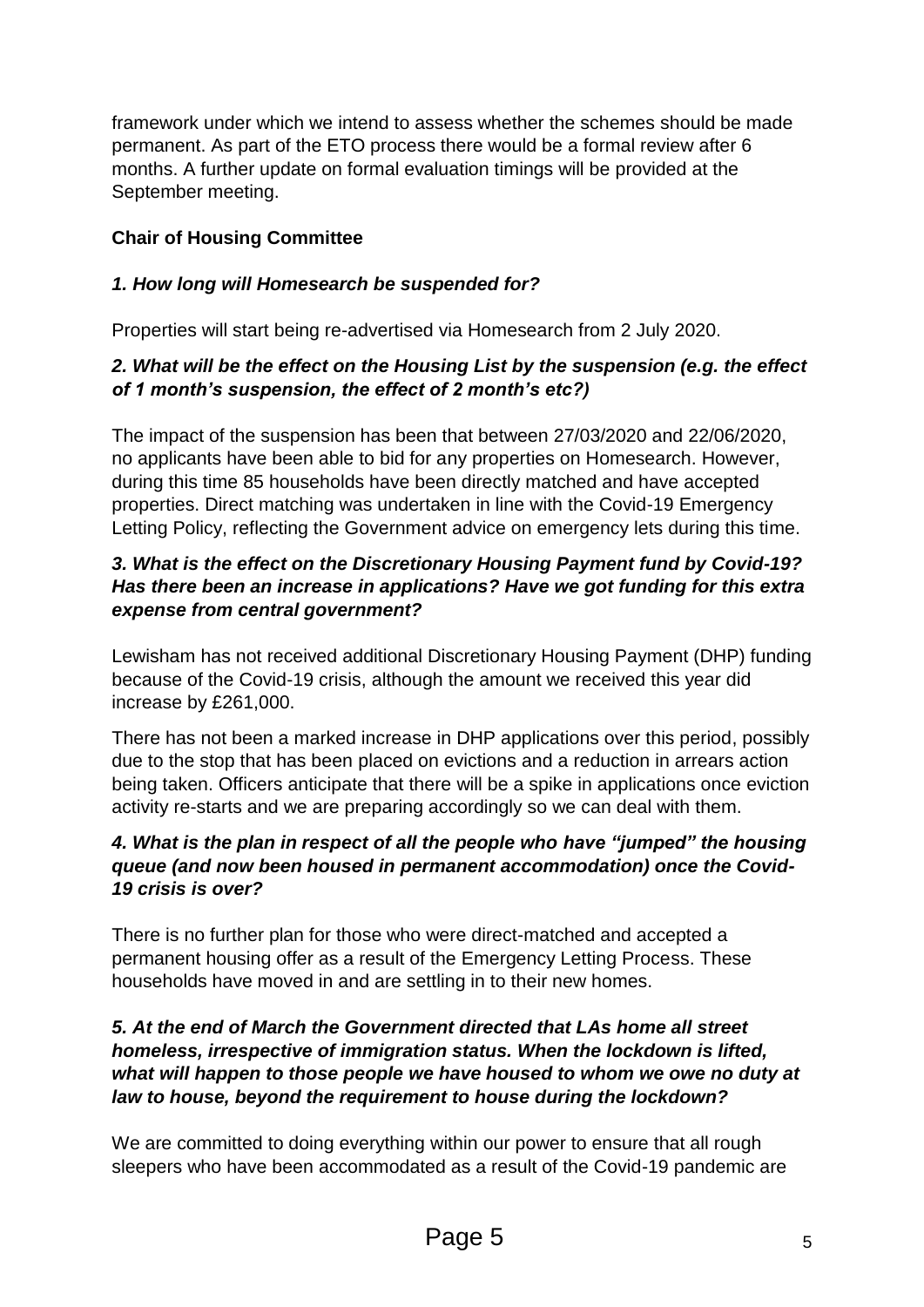framework under which we intend to assess whether the schemes should be made permanent. As part of the ETO process there would be a formal review after 6 months. A further update on formal evaluation timings will be provided at the September meeting.

**Chair of Housing Committee**

***1. How long will Homesearch be suspended for?***

Properties will start being re-advertised via Homesearch from 2 July 2020.

***2. What will be the effect on the Housing List by the suspension (e.g. the effect of 1 month's suspension, the effect of 2 month's etc?)***

The impact of the suspension has been that between 27/03/2020 and 22/06/2020, no applicants have been able to bid for any properties on Homesearch. However, during this time 85 households have been directly matched and have accepted properties. Direct matching was undertaken in line with the Covid-19 Emergency Letting Policy, reflecting the Government advice on emergency lets during this time.

***3. What is the effect on the Discretionary Housing Payment fund by Covid-19? Has there been an increase in applications? Have we got funding for this extra expense from central government?***

Lewisham has not received additional Discretionary Housing Payment (DHP) funding because of the Covid-19 crisis, although the amount we received this year did increase by £261,000.

There has not been a marked increase in DHP applications over this period, possibly due to the stop that has been placed on evictions and a reduction in arrears action being taken. Officers anticipate that there will be a spike in applications once eviction activity re-starts and we are preparing accordingly so we can deal with them.

***4. What is the plan in respect of all the people who have "jumped" the housing queue (and now been housed in permanent accommodation) once the Covid-19 crisis is over?***

There is no further plan for those who were direct-matched and accepted a permanent housing offer as a result of the Emergency Letting Process. These households have moved in and are settling in to their new homes.

***5. At the end of March the Government directed that LAs home all street homeless, irrespective of immigration status. When the lockdown is lifted, what will happen to those people we have housed to whom we owe no duty at law to house, beyond the requirement to house during the lockdown?***

We are committed to doing everything within our power to ensure that all rough sleepers who have been accommodated as a result of the Covid-19 pandemic are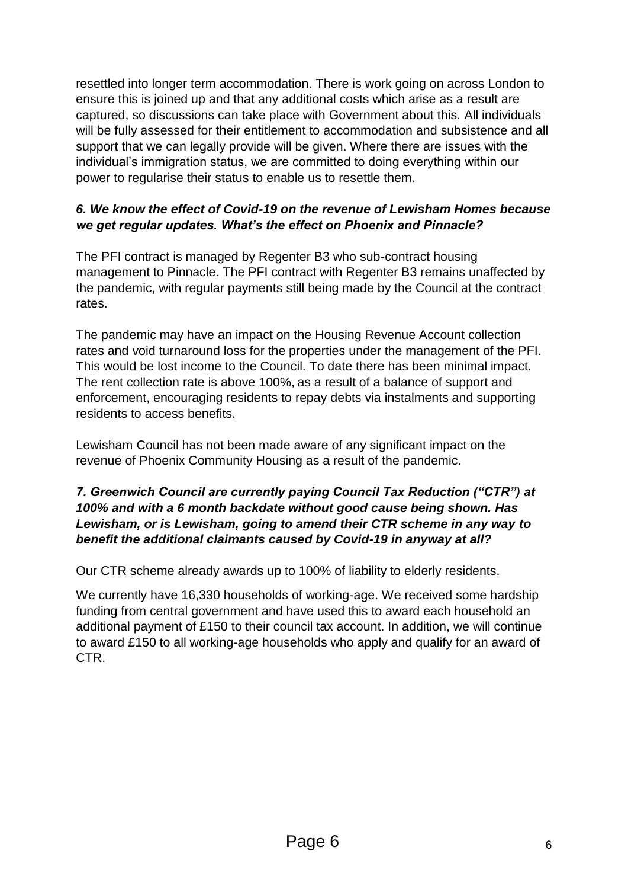resettled into longer term accommodation. There is work going on across London to ensure this is joined up and that any additional costs which arise as a result are captured, so discussions can take place with Government about this. All individuals will be fully assessed for their entitlement to accommodation and subsistence and all support that we can legally provide will be given. Where there are issues with the individual's immigration status, we are committed to doing everything within our power to regularise their status to enable us to resettle them.

***6. We know the effect of Covid-19 on the revenue of Lewisham Homes because we get regular updates. What's the effect on Phoenix and Pinnacle?***

The PFI contract is managed by Regenter B3 who sub-contract housing management to Pinnacle. The PFI contract with Regenter B3 remains unaffected by the pandemic, with regular payments still being made by the Council at the contract rates.

The pandemic may have an impact on the Housing Revenue Account collection rates and void turnaround loss for the properties under the management of the PFI. This would be lost income to the Council. To date there has been minimal impact. The rent collection rate is above 100%, as a result of a balance of support and enforcement, encouraging residents to repay debts via instalments and supporting residents to access benefits.

Lewisham Council has not been made aware of any significant impact on the revenue of Phoenix Community Housing as a result of the pandemic.

***7. Greenwich Council are currently paying Council Tax Reduction ("CTR") at 100% and with a 6 month backdate without good cause being shown. Has Lewisham, or is Lewisham, going to amend their CTR scheme in any way to benefit the additional claimants caused by Covid-19 in anyway at all?***

Our CTR scheme already awards up to 100% of liability to elderly residents.

We currently have 16,330 households of working-age. We received some hardship funding from central government and have used this to award each household an additional payment of £150 to their council tax account. In addition, we will continue to award £150 to all working-age households who apply and qualify for an award of CTR.